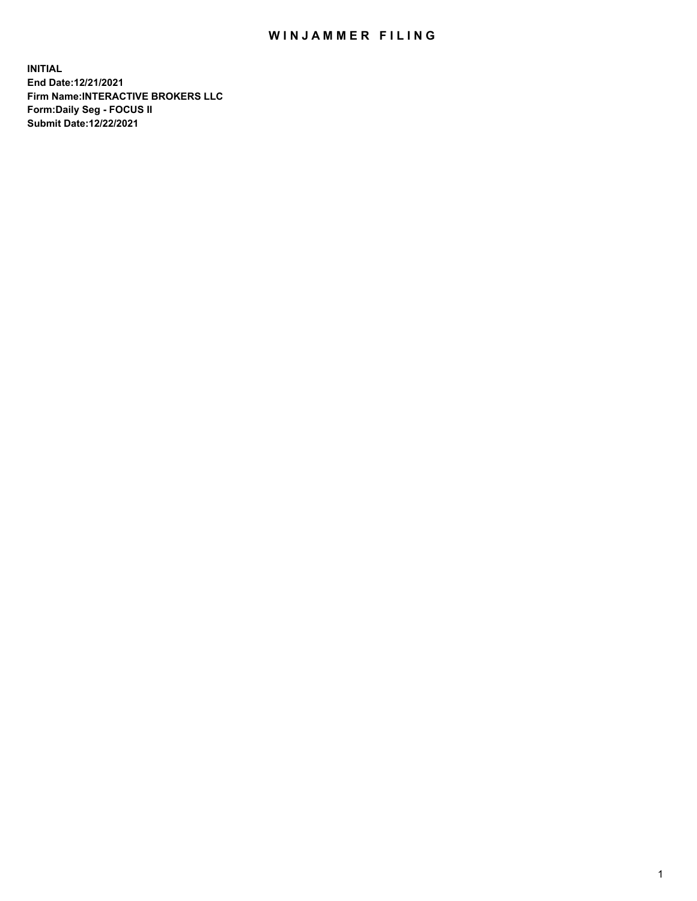# WINJAMMER FILING

**INITIAL**
**End Date:12/21/2021**
**Firm Name:INTERACTIVE BROKERS LLC**
**Form:Daily Seg - FOCUS II**
**Submit Date:12/22/2021**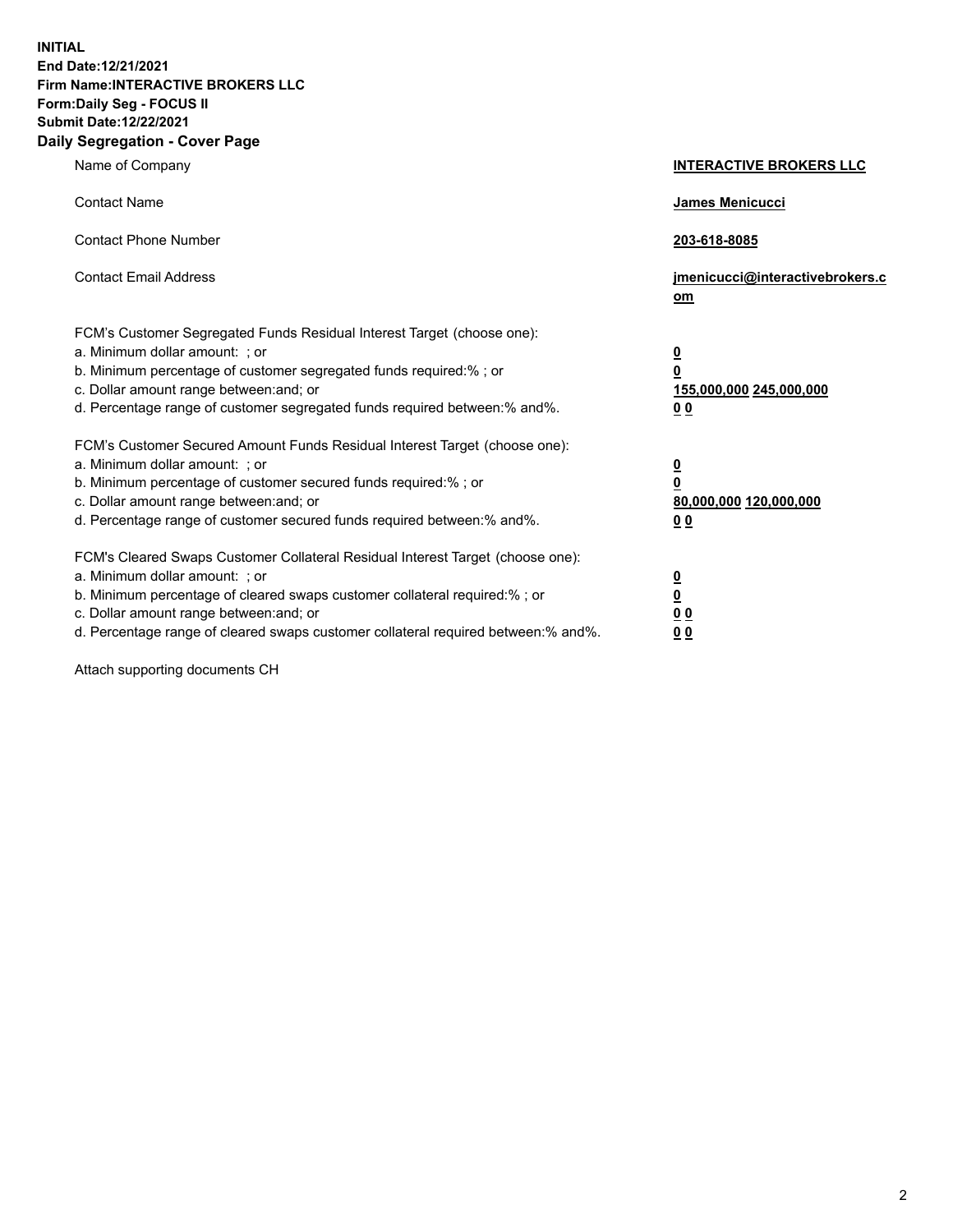**INITIAL**
**End Date:12/21/2021**
**Firm Name:INTERACTIVE BROKERS LLC**
**Form:Daily Seg - FOCUS II**
**Submit Date:12/22/2021**

## Daily Segregation - Cover Page

| | |
|---|---|
| Name of Company | **INTERACTIVE BROKERS LLC** |
| Contact Name | **James Menicucci** |
| Contact Phone Number | **203-618-8085** |
| Contact Email Address | **jmenicucci@interactivebrokers.com** |

FCM's Customer Segregated Funds Residual Interest Target (choose one):

| | |
|---|---|
| a. Minimum dollar amount: ; or | **0** |
| b. Minimum percentage of customer segregated funds required:% ; or | **0** |
| c. Dollar amount range between:and; or | **155,000,000 245,000,000** |
| d. Percentage range of customer segregated funds required between:% and%. | **0 0** |

FCM's Customer Secured Amount Funds Residual Interest Target (choose one):

| | |
|---|---|
| a. Minimum dollar amount: ; or | **0** |
| b. Minimum percentage of customer secured funds required:% ; or | **0** |
| c. Dollar amount range between:and; or | **80,000,000 120,000,000** |
| d. Percentage range of customer secured funds required between:% and%. | **0 0** |

FCM's Cleared Swaps Customer Collateral Residual Interest Target (choose one):

| | |
|---|---|
| a. Minimum dollar amount: ; or | **0** |
| b. Minimum percentage of cleared swaps customer collateral required:% ; or | **0** |
| c. Dollar amount range between:and; or | **0 0** |
| d. Percentage range of cleared swaps customer collateral required between:% and%. | **0 0** |

Attach supporting documents CH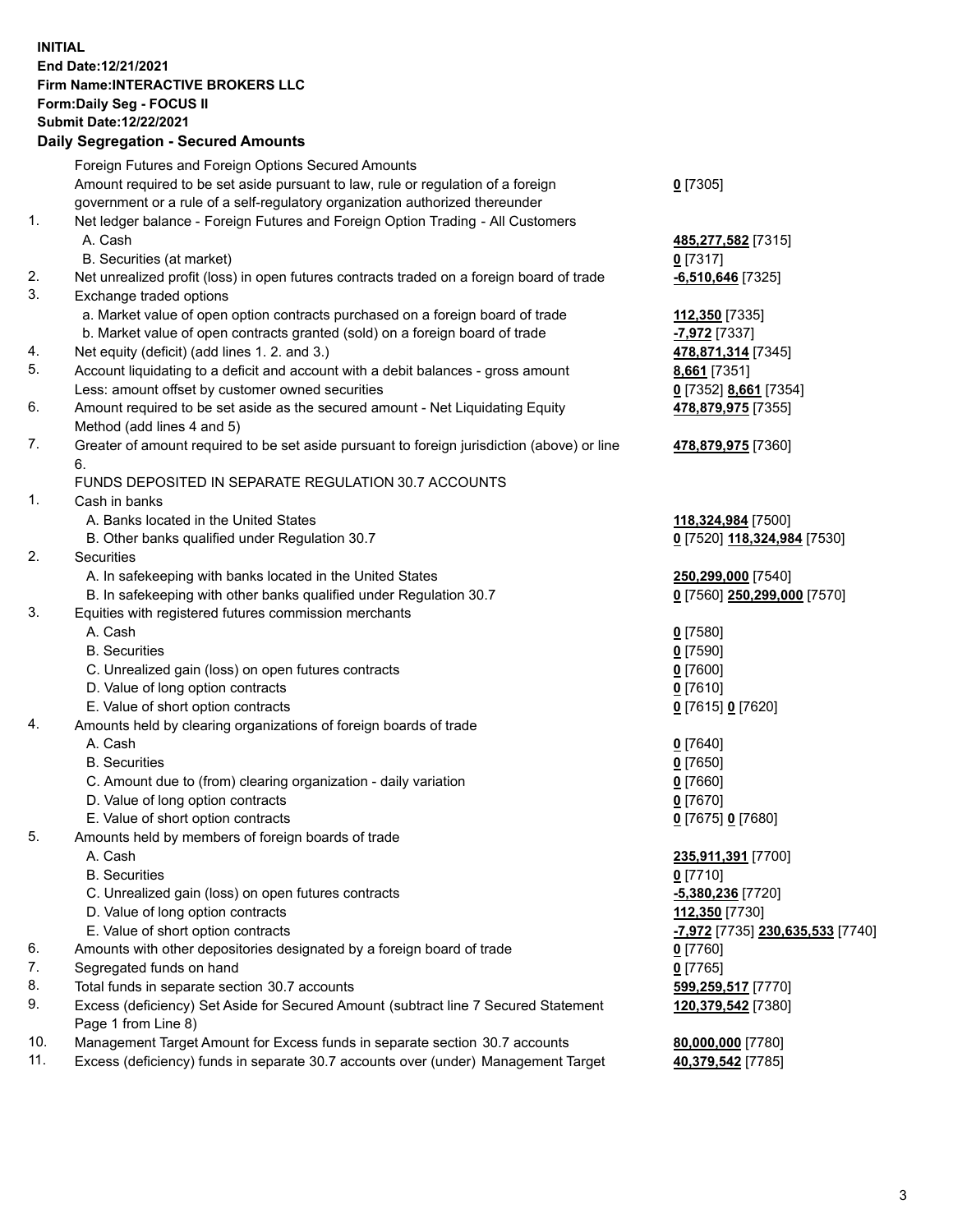**INITIAL**
**End Date:12/21/2021**
**Firm Name:INTERACTIVE BROKERS LLC**
**Form:Daily Seg - FOCUS II**
**Submit Date:12/22/2021**

## Daily Segregation - Secured Amounts

| | | |
|---|---|---|
| | Foreign Futures and Foreign Options Secured Amounts | |
| | Amount required to be set aside pursuant to law, rule or regulation of a foreign government or a rule of a self-regulatory organization authorized thereunder | **0** [7305] |
| 1. | Net ledger balance - Foreign Futures and Foreign Option Trading - All Customers | |
| | A. Cash | **485,277,582** [7315] |
| | B. Securities (at market) | **0** [7317] |
| 2. | Net unrealized profit (loss) in open futures contracts traded on a foreign board of trade | **-6,510,646** [7325] |
| 3. | Exchange traded options | |
| | a. Market value of open option contracts purchased on a foreign board of trade | **112,350** [7335] |
| | b. Market value of open contracts granted (sold) on a foreign board of trade | **-7,972** [7337] |
| 4. | Net equity (deficit) (add lines 1. 2. and 3.) | **478,871,314** [7345] |
| 5. | Account liquidating to a deficit and account with a debit balances - gross amount | **8,661** [7351] |
| | Less: amount offset by customer owned securities | **0** [7352] **8,661** [7354] |
| 6. | Amount required to be set aside as the secured amount - Net Liquidating Equity Method (add lines 4 and 5) | **478,879,975** [7355] |
| 7. | Greater of amount required to be set aside pursuant to foreign jurisdiction (above) or line 6. | **478,879,975** [7360] |
| | FUNDS DEPOSITED IN SEPARATE REGULATION 30.7 ACCOUNTS | |
| 1. | Cash in banks | |
| | A. Banks located in the United States | **118,324,984** [7500] |
| | B. Other banks qualified under Regulation 30.7 | **0** [7520] **118,324,984** [7530] |
| 2. | Securities | |
| | A. In safekeeping with banks located in the United States | **250,299,000** [7540] |
| | B. In safekeeping with other banks qualified under Regulation 30.7 | **0** [7560] **250,299,000** [7570] |
| 3. | Equities with registered futures commission merchants | |
| | A. Cash | **0** [7580] |
| | B. Securities | **0** [7590] |
| | C. Unrealized gain (loss) on open futures contracts | **0** [7600] |
| | D. Value of long option contracts | **0** [7610] |
| | E. Value of short option contracts | **0** [7615] **0** [7620] |
| 4. | Amounts held by clearing organizations of foreign boards of trade | |
| | A. Cash | **0** [7640] |
| | B. Securities | **0** [7650] |
| | C. Amount due to (from) clearing organization - daily variation | **0** [7660] |
| | D. Value of long option contracts | **0** [7670] |
| | E. Value of short option contracts | **0** [7675] **0** [7680] |
| 5. | Amounts held by members of foreign boards of trade | |
| | A. Cash | **235,911,391** [7700] |
| | B. Securities | **0** [7710] |
| | C. Unrealized gain (loss) on open futures contracts | **-5,380,236** [7720] |
| | D. Value of long option contracts | **112,350** [7730] |
| | E. Value of short option contracts | **-7,972** [7735] **230,635,533** [7740] |
| 6. | Amounts with other depositories designated by a foreign board of trade | **0** [7760] |
| 7. | Segregated funds on hand | **0** [7765] |
| 8. | Total funds in separate section 30.7 accounts | **599,259,517** [7770] |
| 9. | Excess (deficiency) Set Aside for Secured Amount (subtract line 7 Secured Statement Page 1 from Line 8) | **120,379,542** [7380] |
| 10. | Management Target Amount for Excess funds in separate section 30.7 accounts | **80,000,000** [7780] |
| 11. | Excess (deficiency) funds in separate 30.7 accounts over (under) Management Target | **40,379,542** [7785] |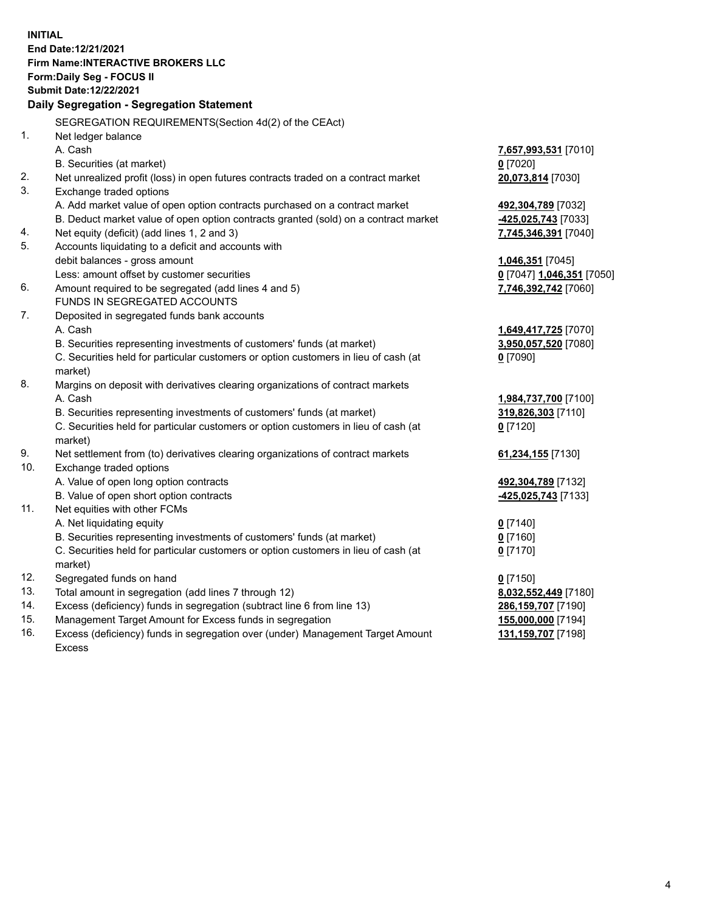**INITIAL**
**End Date:12/21/2021**
**Firm Name:INTERACTIVE BROKERS LLC**
**Form:Daily Seg - FOCUS II**
**Submit Date:12/22/2021**

### Daily Segregation - Segregation Statement

SEGREGATION REQUIREMENTS(Section 4d(2) of the CEAct)

| | | |
|---|---|---|
| 1. | Net ledger balance | |
| | A. Cash | **7,657,993,531** [7010] |
| | B. Securities (at market) | **0** [7020] |
| 2. | Net unrealized profit (loss) in open futures contracts traded on a contract market | **20,073,814** [7030] |
| 3. | Exchange traded options | |
| | A. Add market value of open option contracts purchased on a contract market | **492,304,789** [7032] |
| | B. Deduct market value of open option contracts granted (sold) on a contract market | **-425,025,743** [7033] |
| 4. | Net equity (deficit) (add lines 1, 2 and 3) | **7,745,346,391** [7040] |
| 5. | Accounts liquidating to a deficit and accounts with debit balances - gross amount | **1,046,351** [7045] |
| | Less: amount offset by customer securities | **0** [7047] **1,046,351** [7050] |
| 6. | Amount required to be segregated (add lines 4 and 5) | **7,746,392,742** [7060] |
| | FUNDS IN SEGREGATED ACCOUNTS | |
| 7. | Deposited in segregated funds bank accounts | |
| | A. Cash | **1,649,417,725** [7070] |
| | B. Securities representing investments of customers' funds (at market) | **3,950,057,520** [7080] |
| | C. Securities held for particular customers or option customers in lieu of cash (at market) | **0** [7090] |
| 8. | Margins on deposit with derivatives clearing organizations of contract markets | |
| | A. Cash | **1,984,737,700** [7100] |
| | B. Securities representing investments of customers' funds (at market) | **319,826,303** [7110] |
| | C. Securities held for particular customers or option customers in lieu of cash (at market) | **0** [7120] |
| 9. | Net settlement from (to) derivatives clearing organizations of contract markets | **61,234,155** [7130] |
| 10. | Exchange traded options | |
| | A. Value of open long option contracts | **492,304,789** [7132] |
| | B. Value of open short option contracts | **-425,025,743** [7133] |
| 11. | Net equities with other FCMs | |
| | A. Net liquidating equity | **0** [7140] |
| | B. Securities representing investments of customers' funds (at market) | **0** [7160] |
| | C. Securities held for particular customers or option customers in lieu of cash (at market) | **0** [7170] |
| 12. | Segregated funds on hand | **0** [7150] |
| 13. | Total amount in segregation (add lines 7 through 12) | **8,032,552,449** [7180] |
| 14. | Excess (deficiency) funds in segregation (subtract line 6 from line 13) | **286,159,707** [7190] |
| 15. | Management Target Amount for Excess funds in segregation | **155,000,000** [7194] |
| 16. | Excess (deficiency) funds in segregation over (under) Management Target Amount Excess | **131,159,707** [7198] |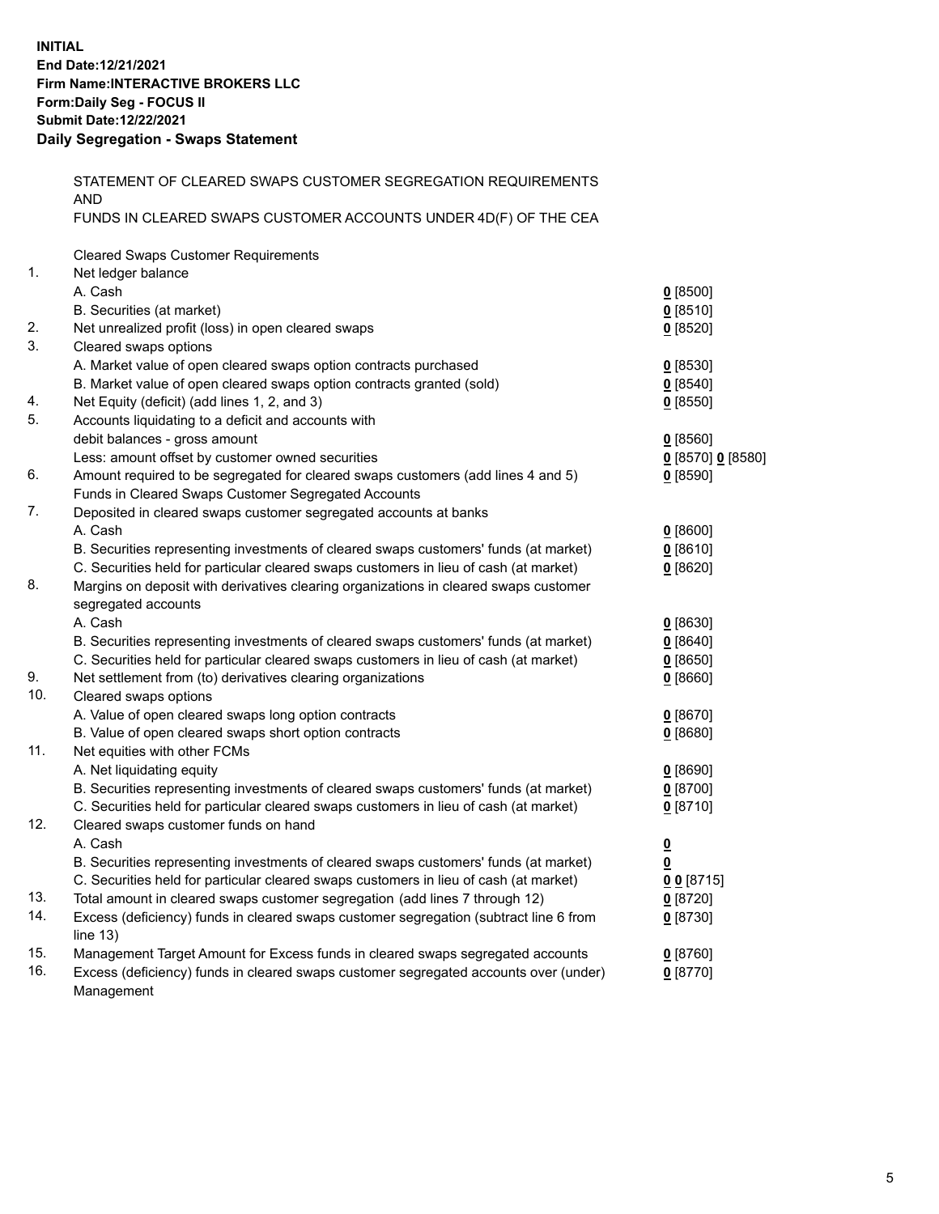**INITIAL**
**End Date:12/21/2021**
**Firm Name:INTERACTIVE BROKERS LLC**
**Form:Daily Seg - FOCUS II**
**Submit Date:12/22/2021**
**Daily Segregation - Swaps Statement**

STATEMENT OF CLEARED SWAPS CUSTOMER SEGREGATION REQUIREMENTS AND FUNDS IN CLEARED SWAPS CUSTOMER ACCOUNTS UNDER 4D(F) OF THE CEA

| | | |
|---|---|---|
| | Cleared Swaps Customer Requirements | |
| 1. | Net ledger balance | |
| | A. Cash | 0 [8500] |
| | B. Securities (at market) | 0 [8510] |
| 2. | Net unrealized profit (loss) in open cleared swaps | 0 [8520] |
| 3. | Cleared swaps options | |
| | A. Market value of open cleared swaps option contracts purchased | 0 [8530] |
| | B. Market value of open cleared swaps option contracts granted (sold) | 0 [8540] |
| 4. | Net Equity (deficit) (add lines 1, 2, and 3) | 0 [8550] |
| 5. | Accounts liquidating to a deficit and accounts with debit balances - gross amount | 0 [8560] |
| | Less: amount offset by customer owned securities | 0 [8570] 0 [8580] |
| 6. | Amount required to be segregated for cleared swaps customers (add lines 4 and 5) | 0 [8590] |
| | Funds in Cleared Swaps Customer Segregated Accounts | |
| 7. | Deposited in cleared swaps customer segregated accounts at banks | |
| | A. Cash | 0 [8600] |
| | B. Securities representing investments of cleared swaps customers' funds (at market) | 0 [8610] |
| | C. Securities held for particular cleared swaps customers in lieu of cash (at market) | 0 [8620] |
| 8. | Margins on deposit with derivatives clearing organizations in cleared swaps customer segregated accounts | |
| | A. Cash | 0 [8630] |
| | B. Securities representing investments of cleared swaps customers' funds (at market) | 0 [8640] |
| | C. Securities held for particular cleared swaps customers in lieu of cash (at market) | 0 [8650] |
| 9. | Net settlement from (to) derivatives clearing organizations | 0 [8660] |
| 10. | Cleared swaps options | |
| | A. Value of open cleared swaps long option contracts | 0 [8670] |
| | B. Value of open cleared swaps short option contracts | 0 [8680] |
| 11. | Net equities with other FCMs | |
| | A. Net liquidating equity | 0 [8690] |
| | B. Securities representing investments of cleared swaps customers' funds (at market) | 0 [8700] |
| | C. Securities held for particular cleared swaps customers in lieu of cash (at market) | 0 [8710] |
| 12. | Cleared swaps customer funds on hand | |
| | A. Cash | 0 |
| | B. Securities representing investments of cleared swaps customers' funds (at market) | 0 |
| | C. Securities held for particular cleared swaps customers in lieu of cash (at market) | 0 0 [8715] |
| 13. | Total amount in cleared swaps customer segregation (add lines 7 through 12) | 0 [8720] |
| 14. | Excess (deficiency) funds in cleared swaps customer segregation (subtract line 6 from line 13) | 0 [8730] |
| 15. | Management Target Amount for Excess funds in cleared swaps segregated accounts | 0 [8760] |
| 16. | Excess (deficiency) funds in cleared swaps customer segregated accounts over (under) Management | 0 [8770] |